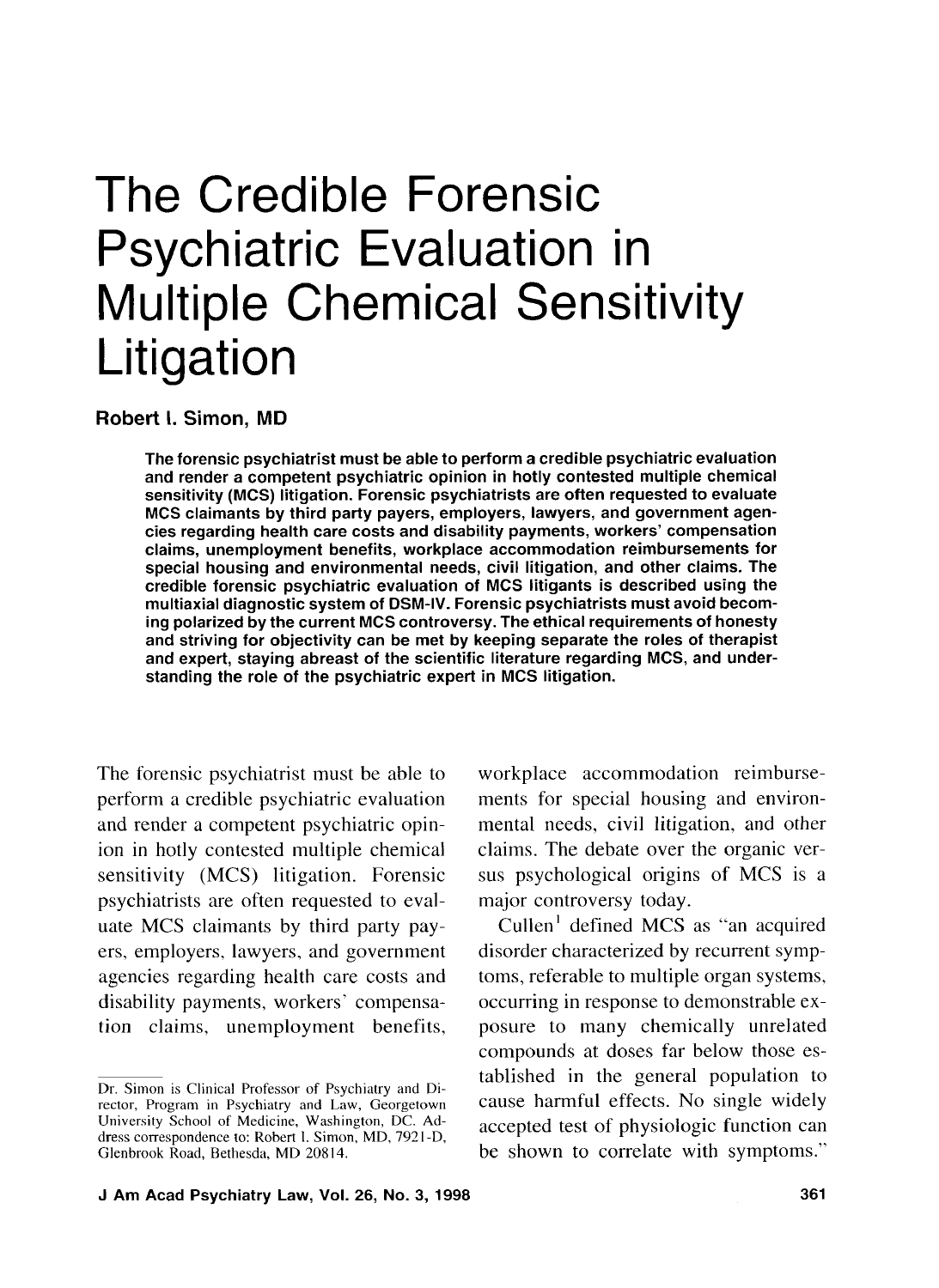# The Credible Forensic Psychiatric Evaluation in Multiple Chemical Sensitivity Litigation

**Robert I. Simon, MD**

**The forensic psychiatrist must be able to perform a credible psychiatric evaluation and render a competent psychiatric opinion in hotly contested multiple chemical sensitivity (MCS) litigation. Forensic psychiatrists are often requested to evaluate MCS claimants by third party payers, employers, lawyers, and government agencies regarding health care costs and disability payments, workers' compensation claims, unemployment benefits, workplace accommodation reimbursements for special housing and environmental needs, civil litigation, and other claims. The credible forensic psychiatric evaluation of MCS litigants is described using the multiaxial diagnostic system of DSM-IV. Forensic psychiatrists must avoid becoming polarized by the current MCS controversy. The ethical requirements of honesty and striving for objectivity can be met by keeping separate the roles of therapist and expert, staying abreast of the scientific literature regarding MCS, and understanding the role of the psychiatric expert in MCS litigation.**

The forensic psychiatrist must be able to perform a credible psychiatric evaluation and render a competent psychiatric opinion in hotly contested multiple chemical sensitivity (MCS) litigation. Forensic psychiatrists are often requested to evaluate MCS claimants by third party payers, employers, lawyers, and government agencies regarding health care costs and disability payments, workers' compensation claims, unemployment benefits, workplace accommodation reimbursements for special housing and environmental needs, civil litigation, and other claims. The debate over the organic versus psychological origins of MCS is a major controversy today.

Cullen[1] defined MCS as "an acquired disorder characterized by recurrent symptoms, referable to multiple organ systems, occurring in response to demonstrable exposure to many chemically unrelated compounds at doses far below those established in the general population to cause harmful effects. No single widely accepted test of physiologic function can be shown to correlate with symptoms."

---

Dr. Simon is Clinical Professor of Psychiatry and Director, Program in Psychiatry and Law, Georgetown University School of Medicine, Washington, DC. Address correspondence to: Robert I. Simon, MD, 7921-D, Glenbrook Road, Bethesda, MD 20814.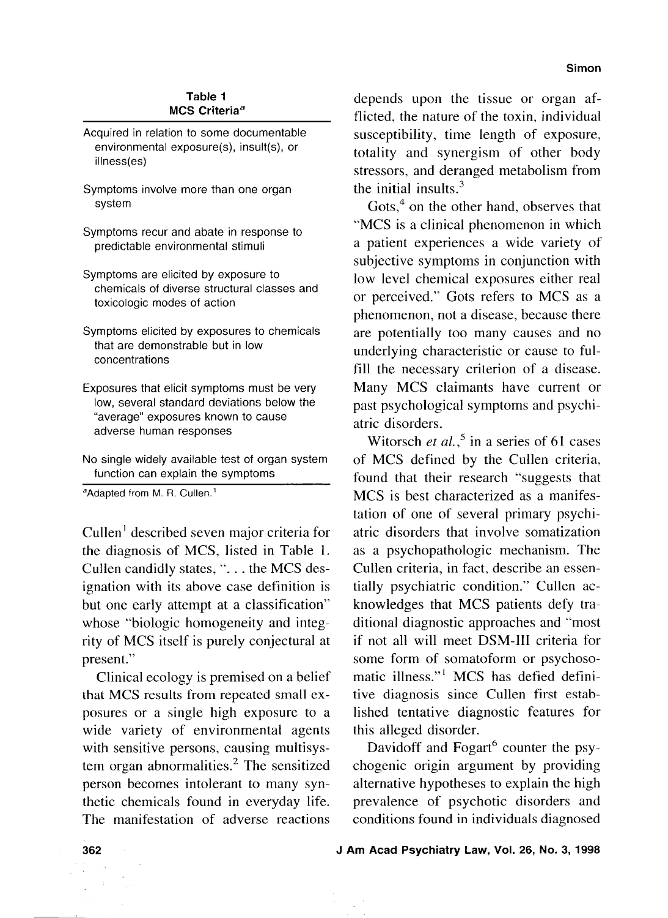**Table 1**
**MCS Criteria[a]**

| |
|---|
| Acquired in relation to some documentable environmental exposure(s), insult(s), or illness(es) |
| Symptoms involve more than one organ system |
| Symptoms recur and abate in response to predictable environmental stimuli |
| Symptoms are elicited by exposure to chemicals of diverse structural classes and toxicologic modes of action |
| Symptoms elicited by exposures to chemicals that are demonstrable but in low concentrations |
| Exposures that elicit symptoms must be very low, several standard deviations below the "average" exposures known to cause adverse human responses |
| No single widely available test of organ system function can explain the symptoms |

[a]Adapted from M. R. Cullen.[1]

Cullen[1] described seven major criteria for the diagnosis of MCS, listed in Table 1. Cullen candidly states, ". . . the MCS designation with its above case definition is but one early attempt at a classification" whose "biologic homogeneity and integrity of MCS itself is purely conjectural at present."

Clinical ecology is premised on a belief that MCS results from repeated small exposures or a single high exposure to a wide variety of environmental agents with sensitive persons, causing multisystem organ abnormalities.[2] The sensitized person becomes intolerant to many synthetic chemicals found in everyday life. The manifestation of adverse reactions depends upon the tissue or organ afflicted, the nature of the toxin, individual susceptibility, time length of exposure, totality and synergism of other body stressors, and deranged metabolism from the initial insults.[3]

Gots,[4] on the other hand, observes that "MCS is a clinical phenomenon in which a patient experiences a wide variety of subjective symptoms in conjunction with low level chemical exposures either real or perceived." Gots refers to MCS as a phenomenon, not a disease, because there are potentially too many causes and no underlying characteristic or cause to fulfill the necessary criterion of a disease. Many MCS claimants have current or past psychological symptoms and psychiatric disorders.

Witorsch *et al.*,[5] in a series of 61 cases of MCS defined by the Cullen criteria, found that their research "suggests that MCS is best characterized as a manifestation of one of several primary psychiatric disorders that involve somatization as a psychopathologic mechanism. The Cullen criteria, in fact, describe an essentially psychiatric condition." Cullen acknowledges that MCS patients defy traditional diagnostic approaches and "most if not all will meet DSM-III criteria for some form of somatoform or psychosomatic illness."[1] MCS has defied definitive diagnosis since Cullen first established tentative diagnostic features for this alleged disorder.

Davidoff and Fogart[6] counter the psychogenic origin argument by providing alternative hypotheses to explain the high prevalence of psychotic disorders and conditions found in individuals diagnosed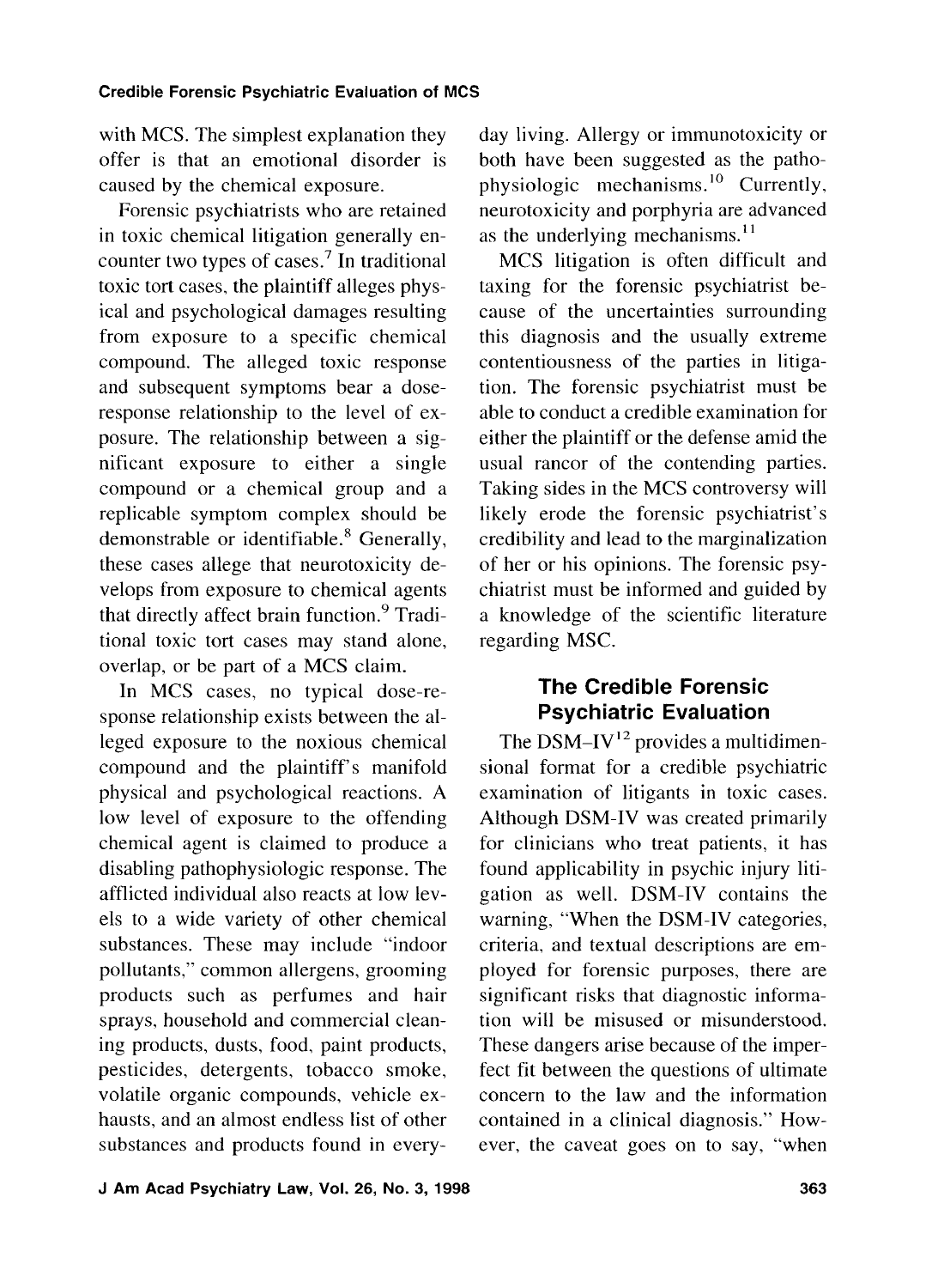with MCS. The simplest explanation they offer is that an emotional disorder is caused by the chemical exposure.

Forensic psychiatrists who are retained in toxic chemical litigation generally encounter two types of cases.[7] In traditional toxic tort cases, the plaintiff alleges physical and psychological damages resulting from exposure to a specific chemical compound. The alleged toxic response and subsequent symptoms bear a dose-response relationship to the level of exposure. The relationship between a significant exposure to either a single compound or a chemical group and a replicable symptom complex should be demonstrable or identifiable.[8] Generally, these cases allege that neurotoxicity develops from exposure to chemical agents that directly affect brain function.[9] Traditional toxic tort cases may stand alone, overlap, or be part of a MCS claim.

In MCS cases, no typical dose-response relationship exists between the alleged exposure to the noxious chemical compound and the plaintiff's manifold physical and psychological reactions. A low level of exposure to the offending chemical agent is claimed to produce a disabling pathophysiologic response. The afflicted individual also reacts at low levels to a wide variety of other chemical substances. These may include "indoor pollutants," common allergens, grooming products such as perfumes and hair sprays, household and commercial cleaning products, dusts, food, paint products, pesticides, detergents, tobacco smoke, volatile organic compounds, vehicle exhausts, and an almost endless list of other substances and products found in everyday living. Allergy or immunotoxicity or both have been suggested as the pathophysiologic mechanisms.[10] Currently, neurotoxicity and porphyria are advanced as the underlying mechanisms.[11]

MCS litigation is often difficult and taxing for the forensic psychiatrist because of the uncertainties surrounding this diagnosis and the usually extreme contentiousness of the parties in litigation. The forensic psychiatrist must be able to conduct a credible examination for either the plaintiff or the defense amid the usual rancor of the contending parties. Taking sides in the MCS controversy will likely erode the forensic psychiatrist's credibility and lead to the marginalization of her or his opinions. The forensic psychiatrist must be informed and guided by a knowledge of the scientific literature regarding MSC.

## The Credible Forensic Psychiatric Evaluation

The DSM–IV[12] provides a multidimensional format for a credible psychiatric examination of litigants in toxic cases. Although DSM-IV was created primarily for clinicians who treat patients, it has found applicability in psychic injury litigation as well. DSM-IV contains the warning, "When the DSM-IV categories, criteria, and textual descriptions are employed for forensic purposes, there are significant risks that diagnostic information will be misused or misunderstood. These dangers arise because of the imperfect fit between the questions of ultimate concern to the law and the information contained in a clinical diagnosis." However, the caveat goes on to say, "when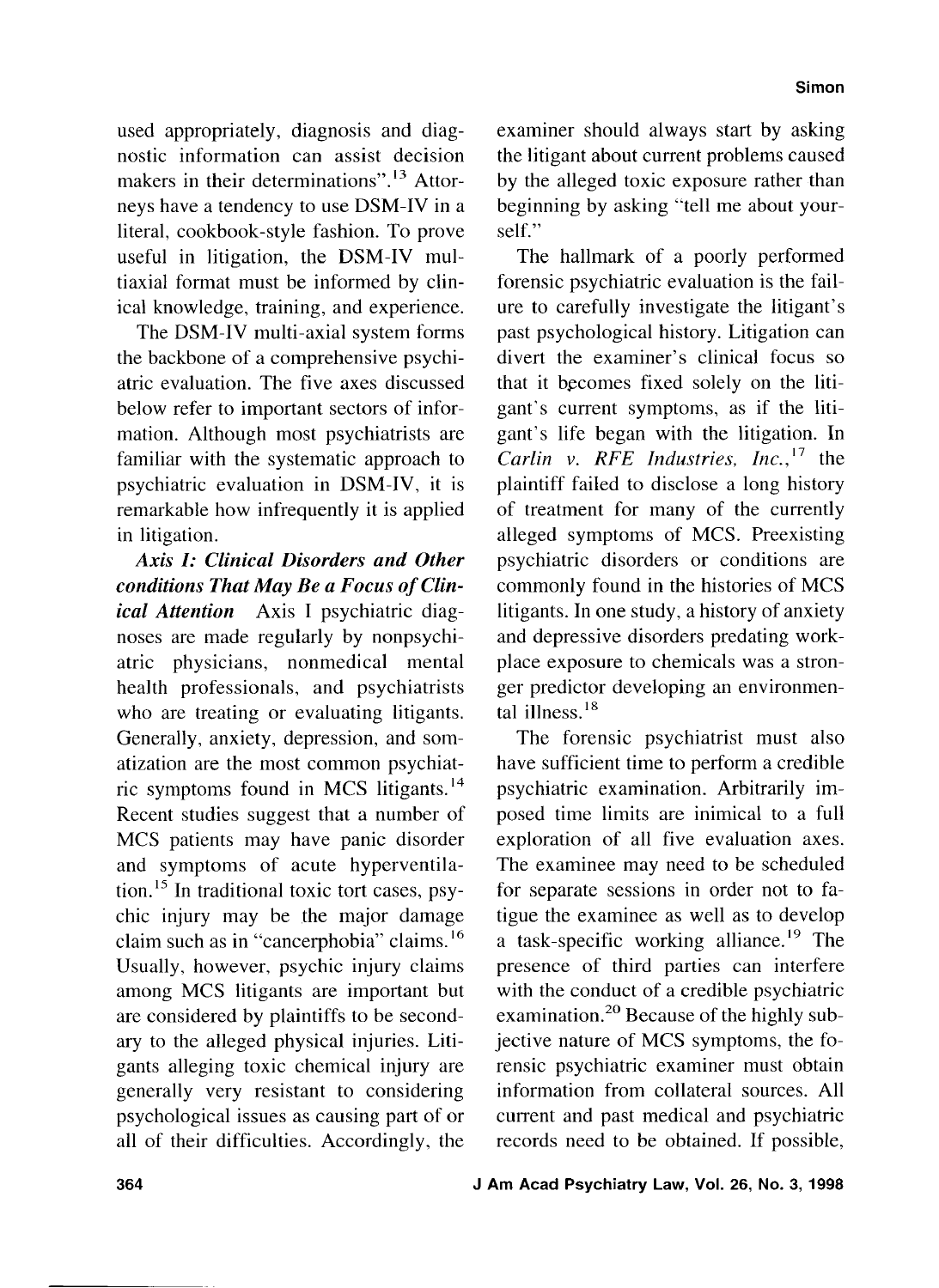used appropriately, diagnosis and diagnostic information can assist decision makers in their determinations".[13] Attorneys have a tendency to use DSM-IV in a literal, cookbook-style fashion. To prove useful in litigation, the DSM-IV multiaxial format must be informed by clinical knowledge, training, and experience.

The DSM-IV multi-axial system forms the backbone of a comprehensive psychiatric evaluation. The five axes discussed below refer to important sectors of information. Although most psychiatrists are familiar with the systematic approach to psychiatric evaluation in DSM-IV, it is remarkable how infrequently it is applied in litigation.

***Axis I: Clinical Disorders and Other conditions That May Be a Focus of Clinical Attention*** Axis I psychiatric diagnoses are made regularly by nonpsychiatric physicians, nonmedical mental health professionals, and psychiatrists who are treating or evaluating litigants. Generally, anxiety, depression, and somatization are the most common psychiatric symptoms found in MCS litigants.[14] Recent studies suggest that a number of MCS patients may have panic disorder and symptoms of acute hyperventilation.[15] In traditional toxic tort cases, psychic injury may be the major damage claim such as in "cancerphobia" claims.[16] Usually, however, psychic injury claims among MCS litigants are important but are considered by plaintiffs to be secondary to the alleged physical injuries. Litigants alleging toxic chemical injury are generally very resistant to considering psychological issues as causing part of or all of their difficulties. Accordingly, the examiner should always start by asking the litigant about current problems caused by the alleged toxic exposure rather than beginning by asking "tell me about yourself."

The hallmark of a poorly performed forensic psychiatric evaluation is the failure to carefully investigate the litigant's past psychological history. Litigation can divert the examiner's clinical focus so that it becomes fixed solely on the litigant's current symptoms, as if the litigant's life began with the litigation. In *Carlin v. RFE Industries, Inc.*,[17] the plaintiff failed to disclose a long history of treatment for many of the currently alleged symptoms of MCS. Preexisting psychiatric disorders or conditions are commonly found in the histories of MCS litigants. In one study, a history of anxiety and depressive disorders predating workplace exposure to chemicals was a stronger predictor developing an environmental illness.[18]

The forensic psychiatrist must also have sufficient time to perform a credible psychiatric examination. Arbitrarily imposed time limits are inimical to a full exploration of all five evaluation axes. The examinee may need to be scheduled for separate sessions in order not to fatigue the examinee as well as to develop a task-specific working alliance.[19] The presence of third parties can interfere with the conduct of a credible psychiatric examination.[20] Because of the highly subjective nature of MCS symptoms, the forensic psychiatric examiner must obtain information from collateral sources. All current and past medical and psychiatric records need to be obtained. If possible,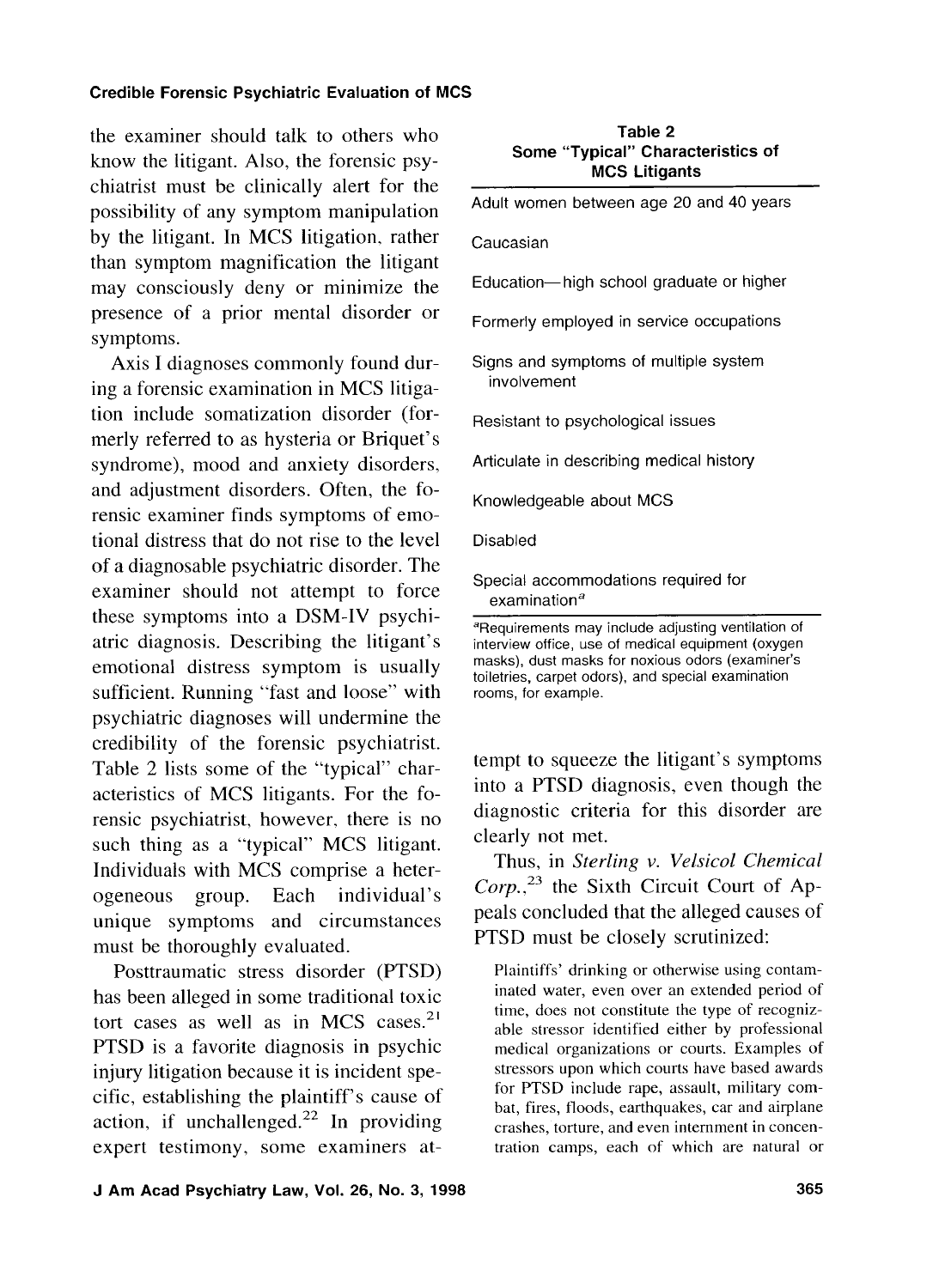the examiner should talk to others who know the litigant. Also, the forensic psychiatrist must be clinically alert for the possibility of any symptom manipulation by the litigant. In MCS litigation, rather than symptom magnification the litigant may consciously deny or minimize the presence of a prior mental disorder or symptoms.

Axis I diagnoses commonly found during a forensic examination in MCS litigation include somatization disorder (formerly referred to as hysteria or Briquet's syndrome), mood and anxiety disorders, and adjustment disorders. Often, the forensic examiner finds symptoms of emotional distress that do not rise to the level of a diagnosable psychiatric disorder. The examiner should not attempt to force these symptoms into a DSM-IV psychiatric diagnosis. Describing the litigant's emotional distress symptom is usually sufficient. Running "fast and loose" with psychiatric diagnoses will undermine the credibility of the forensic psychiatrist. Table 2 lists some of the "typical" characteristics of MCS litigants. For the forensic psychiatrist, however, there is no such thing as a "typical" MCS litigant. Individuals with MCS comprise a heterogeneous group. Each individual's unique symptoms and circumstances must be thoroughly evaluated.

**Table 2**
**Some "Typical" Characteristics of MCS Litigants**

| |
|---|
| Adult women between age 20 and 40 years |
| Caucasian |
| Education—high school graduate or higher |
| Formerly employed in service occupations |
| Signs and symptoms of multiple system involvement |
| Resistant to psychological issues |
| Articulate in describing medical history |
| Knowledgeable about MCS |
| Disabled |
| Special accommodations required for examination[a] |

[a]Requirements may include adjusting ventilation of interview office, use of medical equipment (oxygen masks), dust masks for noxious odors (examiner's toiletries, carpet odors), and special examination rooms, for example.

Posttraumatic stress disorder (PTSD) has been alleged in some traditional toxic tort cases as well as in MCS cases.[21] PTSD is a favorite diagnosis in psychic injury litigation because it is incident specific, establishing the plaintiff's cause of action, if unchallenged.[22] In providing expert testimony, some examiners attempt to squeeze the litigant's symptoms into a PTSD diagnosis, even though the diagnostic criteria for this disorder are clearly not met.

Thus, in *Sterling v. Velsicol Chemical Corp.*,[23] the Sixth Circuit Court of Appeals concluded that the alleged causes of PTSD must be closely scrutinized:

> Plaintiffs' drinking or otherwise using contaminated water, even over an extended period of time, does not constitute the type of recognizable stressor identified either by professional medical organizations or courts. Examples of stressors upon which courts have based awards for PTSD include rape, assault, military combat, fires, floods, earthquakes, car and airplane crashes, torture, and even internment in concentration camps, each of which are natural or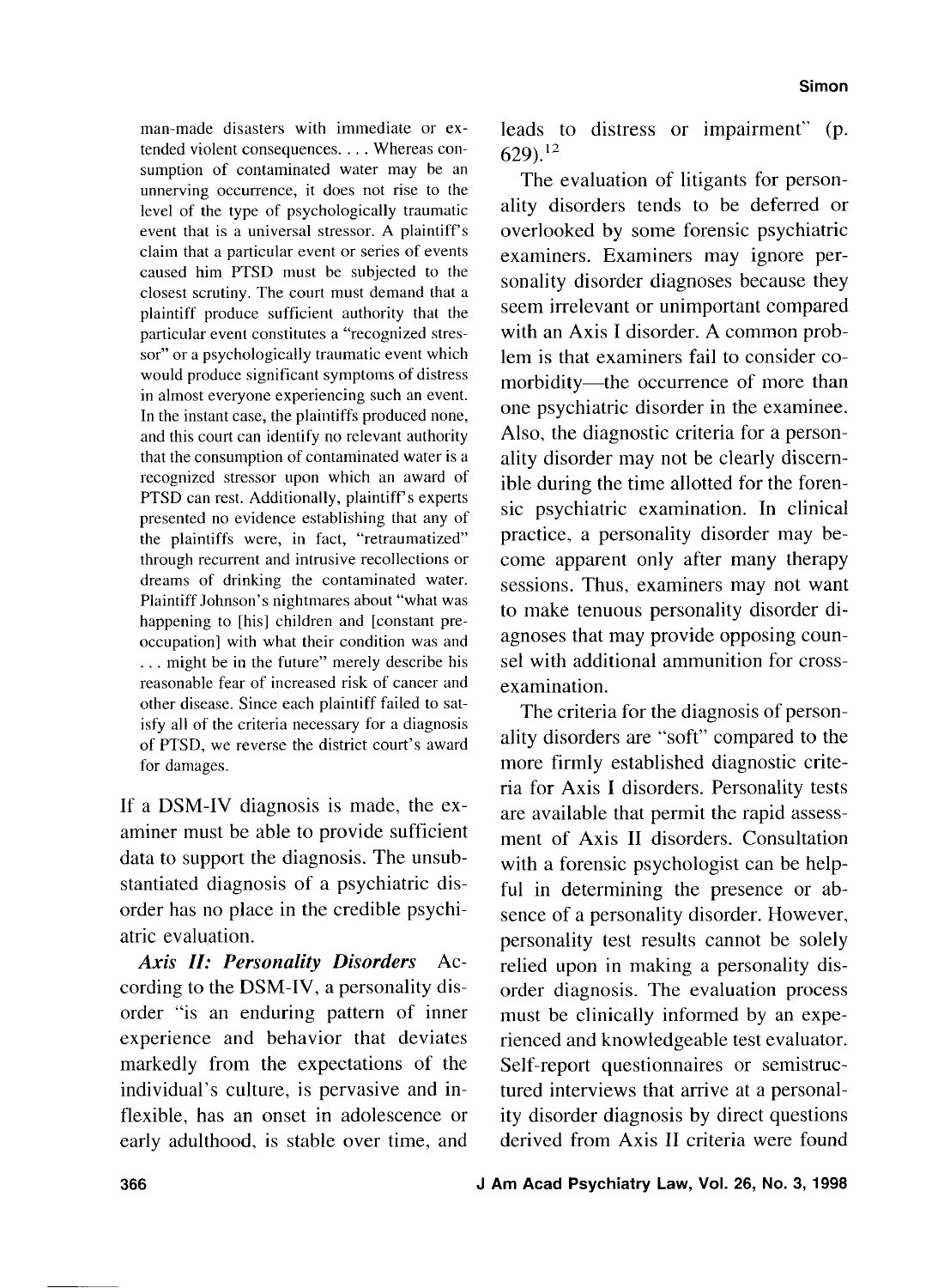man-made disasters with immediate or extended violent consequences. . . . Whereas consumption of contaminated water may be an unnerving occurrence, it does not rise to the level of the type of psychologically traumatic event that is a universal stressor. A plaintiff's claim that a particular event or series of events caused him PTSD must be subjected to the closest scrutiny. The court must demand that a plaintiff produce sufficient authority that the particular event constitutes a "recognized stressor" or a psychologically traumatic event which would produce significant symptoms of distress in almost everyone experiencing such an event. In the instant case, the plaintiffs produced none, and this court can identify no relevant authority that the consumption of contaminated water is a recognized stressor upon which an award of PTSD can rest. Additionally, plaintiff's experts presented no evidence establishing that any of the plaintiffs were, in fact, "retraumatized" through recurrent and intrusive recollections or dreams of drinking the contaminated water. Plaintiff Johnson's nightmares about "what was happening to [his] children and [constant preoccupation] with what their condition was and . . . might be in the future" merely describe his reasonable fear of increased risk of cancer and other disease. Since each plaintiff failed to satisfy all of the criteria necessary for a diagnosis of PTSD, we reverse the district court's award for damages.

If a DSM-IV diagnosis is made, the examiner must be able to provide sufficient data to support the diagnosis. The unsubstantiated diagnosis of a psychiatric disorder has no place in the credible psychiatric evaluation.

***Axis II: Personality Disorders*** According to the DSM-IV, a personality disorder "is an enduring pattern of inner experience and behavior that deviates markedly from the expectations of the individual's culture, is pervasive and inflexible, has an onset in adolescence or early adulthood, is stable over time, and leads to distress or impairment" (p. 629).[12]

The evaluation of litigants for personality disorders tends to be deferred or overlooked by some forensic psychiatric examiners. Examiners may ignore personality disorder diagnoses because they seem irrelevant or unimportant compared with an Axis I disorder. A common problem is that examiners fail to consider comorbidity—the occurrence of more than one psychiatric disorder in the examinee. Also, the diagnostic criteria for a personality disorder may not be clearly discernible during the time allotted for the forensic psychiatric examination. In clinical practice, a personality disorder may become apparent only after many therapy sessions. Thus, examiners may not want to make tenuous personality disorder diagnoses that may provide opposing counsel with additional ammunition for cross-examination.

The criteria for the diagnosis of personality disorders are "soft" compared to the more firmly established diagnostic criteria for Axis I disorders. Personality tests are available that permit the rapid assessment of Axis II disorders. Consultation with a forensic psychologist can be helpful in determining the presence or absence of a personality disorder. However, personality test results cannot be solely relied upon in making a personality disorder diagnosis. The evaluation process must be clinically informed by an experienced and knowledgeable test evaluator. Self-report questionnaires or semistructured interviews that arrive at a personality disorder diagnosis by direct questions derived from Axis II criteria were found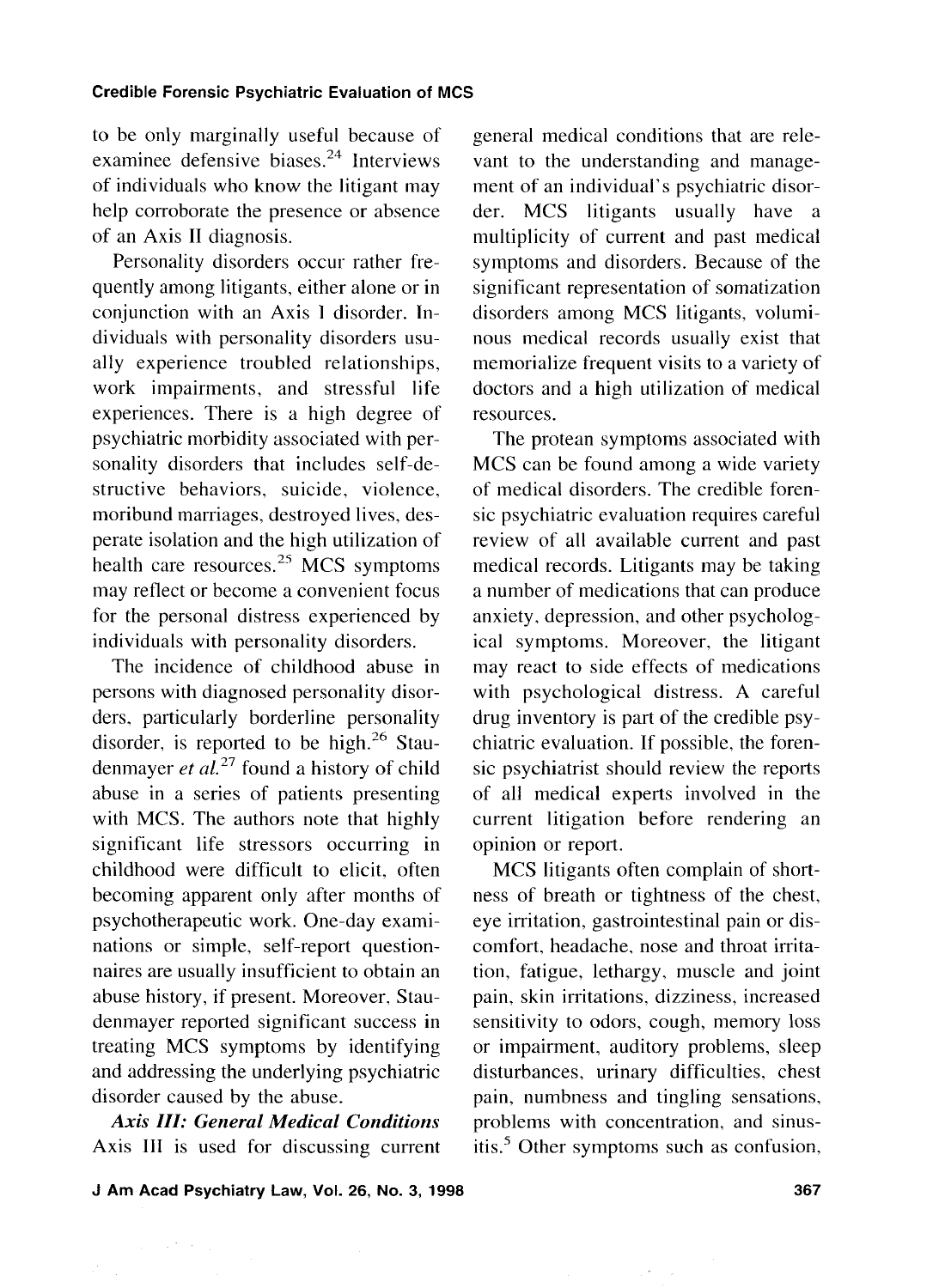to be only marginally useful because of examinee defensive biases.[24] Interviews of individuals who know the litigant may help corroborate the presence or absence of an Axis II diagnosis.

Personality disorders occur rather frequently among litigants, either alone or in conjunction with an Axis I disorder. Individuals with personality disorders usually experience troubled relationships, work impairments, and stressful life experiences. There is a high degree of psychiatric morbidity associated with personality disorders that includes self-destructive behaviors, suicide, violence, moribund marriages, destroyed lives, desperate isolation and the high utilization of health care resources.[25] MCS symptoms may reflect or become a convenient focus for the personal distress experienced by individuals with personality disorders.

The incidence of childhood abuse in persons with diagnosed personality disorders, particularly borderline personality disorder, is reported to be high.[26] Staudenmayer *et al.*[27] found a history of child abuse in a series of patients presenting with MCS. The authors note that highly significant life stressors occurring in childhood were difficult to elicit, often becoming apparent only after months of psychotherapeutic work. One-day examinations or simple, self-report questionnaires are usually insufficient to obtain an abuse history, if present. Moreover, Staudenmayer reported significant success in treating MCS symptoms by identifying and addressing the underlying psychiatric disorder caused by the abuse.

***Axis III: General Medical Conditions*** Axis III is used for discussing current general medical conditions that are relevant to the understanding and management of an individual's psychiatric disorder. MCS litigants usually have a multiplicity of current and past medical symptoms and disorders. Because of the significant representation of somatization disorders among MCS litigants, voluminous medical records usually exist that memorialize frequent visits to a variety of doctors and a high utilization of medical resources.

The protean symptoms associated with MCS can be found among a wide variety of medical disorders. The credible forensic psychiatric evaluation requires careful review of all available current and past medical records. Litigants may be taking a number of medications that can produce anxiety, depression, and other psychological symptoms. Moreover, the litigant may react to side effects of medications with psychological distress. A careful drug inventory is part of the credible psychiatric evaluation. If possible, the forensic psychiatrist should review the reports of all medical experts involved in the current litigation before rendering an opinion or report.

MCS litigants often complain of shortness of breath or tightness of the chest, eye irritation, gastrointestinal pain or discomfort, headache, nose and throat irritation, fatigue, lethargy, muscle and joint pain, skin irritations, dizziness, increased sensitivity to odors, cough, memory loss or impairment, auditory problems, sleep disturbances, urinary difficulties, chest pain, numbness and tingling sensations, problems with concentration, and sinusitis.[5] Other symptoms such as confusion,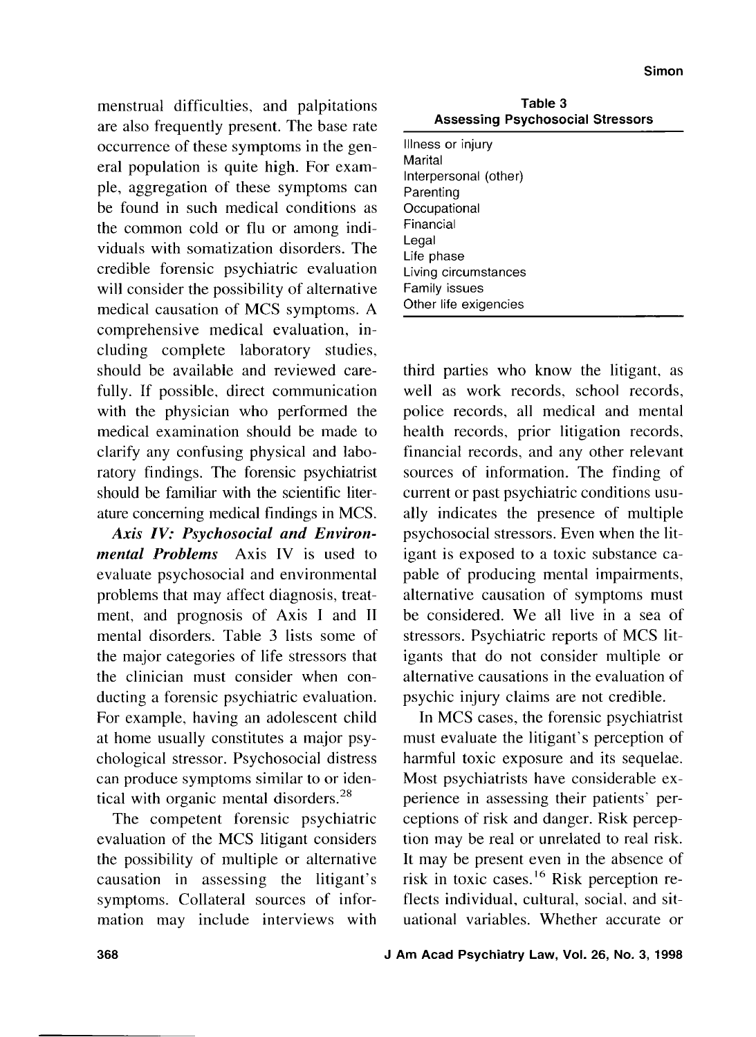menstrual difficulties, and palpitations are also frequently present. The base rate occurrence of these symptoms in the general population is quite high. For example, aggregation of these symptoms can be found in such medical conditions as the common cold or flu or among individuals with somatization disorders. The credible forensic psychiatric evaluation will consider the possibility of alternative medical causation of MCS symptoms. A comprehensive medical evaluation, including complete laboratory studies, should be available and reviewed carefully. If possible, direct communication with the physician who performed the medical examination should be made to clarify any confusing physical and laboratory findings. The forensic psychiatrist should be familiar with the scientific literature concerning medical findings in MCS.

***Axis IV: Psychosocial and Environmental Problems*** Axis IV is used to evaluate psychosocial and environmental problems that may affect diagnosis, treatment, and prognosis of Axis I and II mental disorders. Table 3 lists some of the major categories of life stressors that the clinician must consider when conducting a forensic psychiatric evaluation. For example, having an adolescent child at home usually constitutes a major psychological stressor. Psychosocial distress can produce symptoms similar to or identical with organic mental disorders.[28]

The competent forensic psychiatric evaluation of the MCS litigant considers the possibility of multiple or alternative causation in assessing the litigant's symptoms. Collateral sources of information may include interviews with third parties who know the litigant, as well as work records, school records, police records, all medical and mental health records, prior litigation records, financial records, and any other relevant sources of information. The finding of current or past psychiatric conditions usually indicates the presence of multiple psychosocial stressors. Even when the litigant is exposed to a toxic substance capable of producing mental impairments, alternative causation of symptoms must be considered. We all live in a sea of stressors. Psychiatric reports of MCS litigants that do not consider multiple or alternative causations in the evaluation of psychic injury claims are not credible.

**Table 3**
**Assessing Psychosocial Stressors**

| Assessing Psychosocial Stressors |
|---|
| Illness or injury |
| Marital |
| Interpersonal (other) |
| Parenting |
| Occupational |
| Financial |
| Legal |
| Life phase |
| Living circumstances |
| Family issues |
| Other life exigencies |

In MCS cases, the forensic psychiatrist must evaluate the litigant's perception of harmful toxic exposure and its sequelae. Most psychiatrists have considerable experience in assessing their patients' perceptions of risk and danger. Risk perception may be real or unrelated to real risk. It may be present even in the absence of risk in toxic cases.[16] Risk perception reflects individual, cultural, social, and situational variables. Whether accurate or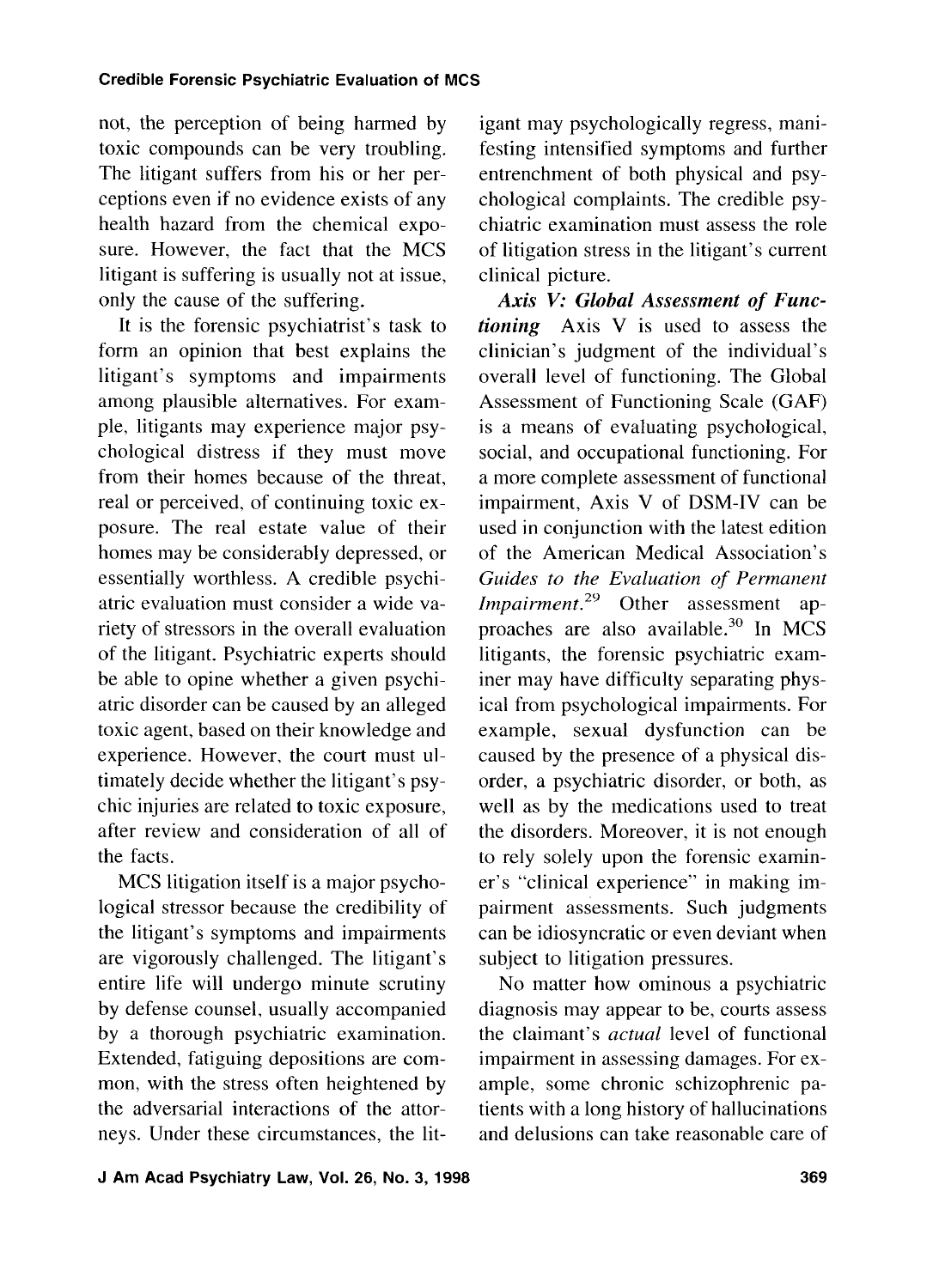not, the perception of being harmed by toxic compounds can be very troubling. The litigant suffers from his or her perceptions even if no evidence exists of any health hazard from the chemical exposure. However, the fact that the MCS litigant is suffering is usually not at issue, only the cause of the suffering.

It is the forensic psychiatrist's task to form an opinion that best explains the litigant's symptoms and impairments among plausible alternatives. For example, litigants may experience major psychological distress if they must move from their homes because of the threat, real or perceived, of continuing toxic exposure. The real estate value of their homes may be considerably depressed, or essentially worthless. A credible psychiatric evaluation must consider a wide variety of stressors in the overall evaluation of the litigant. Psychiatric experts should be able to opine whether a given psychiatric disorder can be caused by an alleged toxic agent, based on their knowledge and experience. However, the court must ultimately decide whether the litigant's psychic injuries are related to toxic exposure, after review and consideration of all of the facts.

MCS litigation itself is a major psychological stressor because the credibility of the litigant's symptoms and impairments are vigorously challenged. The litigant's entire life will undergo minute scrutiny by defense counsel, usually accompanied by a thorough psychiatric examination. Extended, fatiguing depositions are common, with the stress often heightened by the adversarial interactions of the attorneys. Under these circumstances, the litigant may psychologically regress, manifesting intensified symptoms and further entrenchment of both physical and psychological complaints. The credible psychiatric examination must assess the role of litigation stress in the litigant's current clinical picture.

***Axis V: Global Assessment of Functioning*** Axis V is used to assess the clinician's judgment of the individual's overall level of functioning. The Global Assessment of Functioning Scale (GAF) is a means of evaluating psychological, social, and occupational functioning. For a more complete assessment of functional impairment, Axis V of DSM-IV can be used in conjunction with the latest edition of the American Medical Association's *Guides to the Evaluation of Permanent Impairment*.[29] Other assessment approaches are also available.[30] In MCS litigants, the forensic psychiatric examiner may have difficulty separating physical from psychological impairments. For example, sexual dysfunction can be caused by the presence of a physical disorder, a psychiatric disorder, or both, as well as by the medications used to treat the disorders. Moreover, it is not enough to rely solely upon the forensic examiner's "clinical experience" in making impairment assessments. Such judgments can be idiosyncratic or even deviant when subject to litigation pressures.

No matter how ominous a psychiatric diagnosis may appear to be, courts assess the claimant's *actual* level of functional impairment in assessing damages. For example, some chronic schizophrenic patients with a long history of hallucinations and delusions can take reasonable care of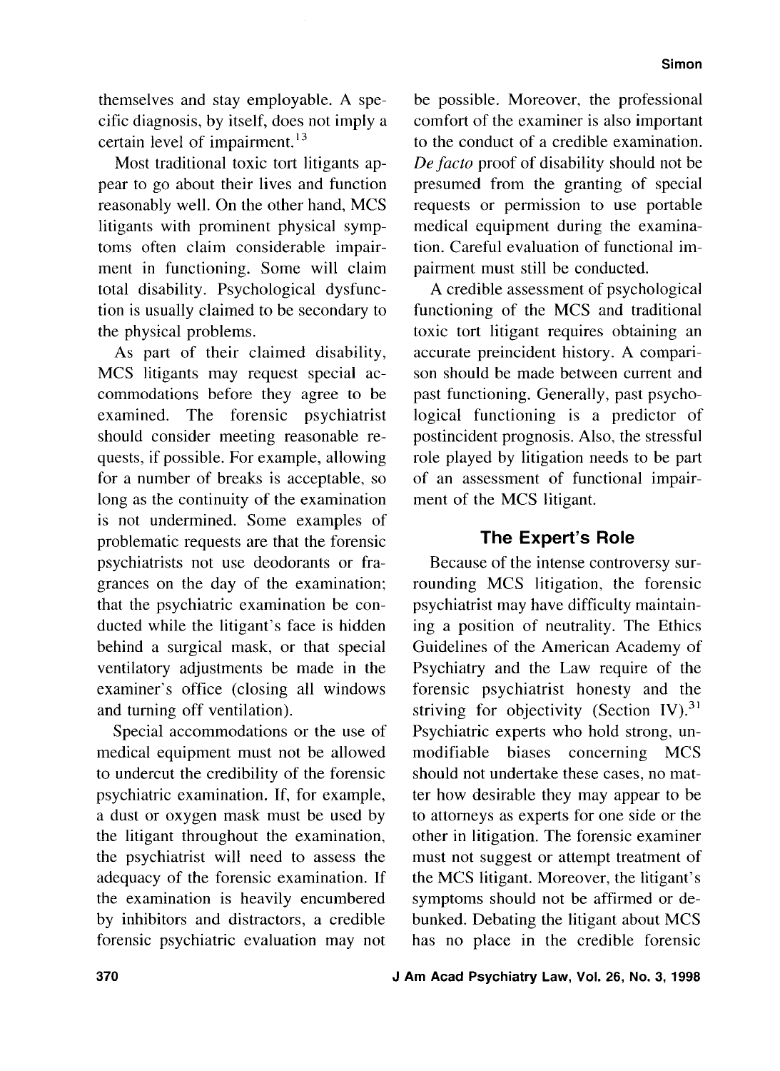themselves and stay employable. A specific diagnosis, by itself, does not imply a certain level of impairment.[13]

Most traditional toxic tort litigants appear to go about their lives and function reasonably well. On the other hand, MCS litigants with prominent physical symptoms often claim considerable impairment in functioning. Some will claim total disability. Psychological dysfunction is usually claimed to be secondary to the physical problems.

As part of their claimed disability, MCS litigants may request special accommodations before they agree to be examined. The forensic psychiatrist should consider meeting reasonable requests, if possible. For example, allowing for a number of breaks is acceptable, so long as the continuity of the examination is not undermined. Some examples of problematic requests are that the forensic psychiatrists not use deodorants or fragrances on the day of the examination; that the psychiatric examination be conducted while the litigant's face is hidden behind a surgical mask, or that special ventilatory adjustments be made in the examiner's office (closing all windows and turning off ventilation).

Special accommodations or the use of medical equipment must not be allowed to undercut the credibility of the forensic psychiatric examination. If, for example, a dust or oxygen mask must be used by the litigant throughout the examination, the psychiatrist will need to assess the adequacy of the forensic examination. If the examination is heavily encumbered by inhibitors and distractors, a credible forensic psychiatric evaluation may not be possible. Moreover, the professional comfort of the examiner is also important to the conduct of a credible examination. *De facto* proof of disability should not be presumed from the granting of special requests or permission to use portable medical equipment during the examination. Careful evaluation of functional impairment must still be conducted.

A credible assessment of psychological functioning of the MCS and traditional toxic tort litigant requires obtaining an accurate preincident history. A comparison should be made between current and past functioning. Generally, past psychological functioning is a predictor of postincident prognosis. Also, the stressful role played by litigation needs to be part of an assessment of functional impairment of the MCS litigant.

## The Expert's Role

Because of the intense controversy surrounding MCS litigation, the forensic psychiatrist may have difficulty maintaining a position of neutrality. The Ethics Guidelines of the American Academy of Psychiatry and the Law require of the forensic psychiatrist honesty and the striving for objectivity (Section IV).[31] Psychiatric experts who hold strong, unmodifiable biases concerning MCS should not undertake these cases, no matter how desirable they may appear to be to attorneys as experts for one side or the other in litigation. The forensic examiner must not suggest or attempt treatment of the MCS litigant. Moreover, the litigant's symptoms should not be affirmed or debunked. Debating the litigant about MCS has no place in the credible forensic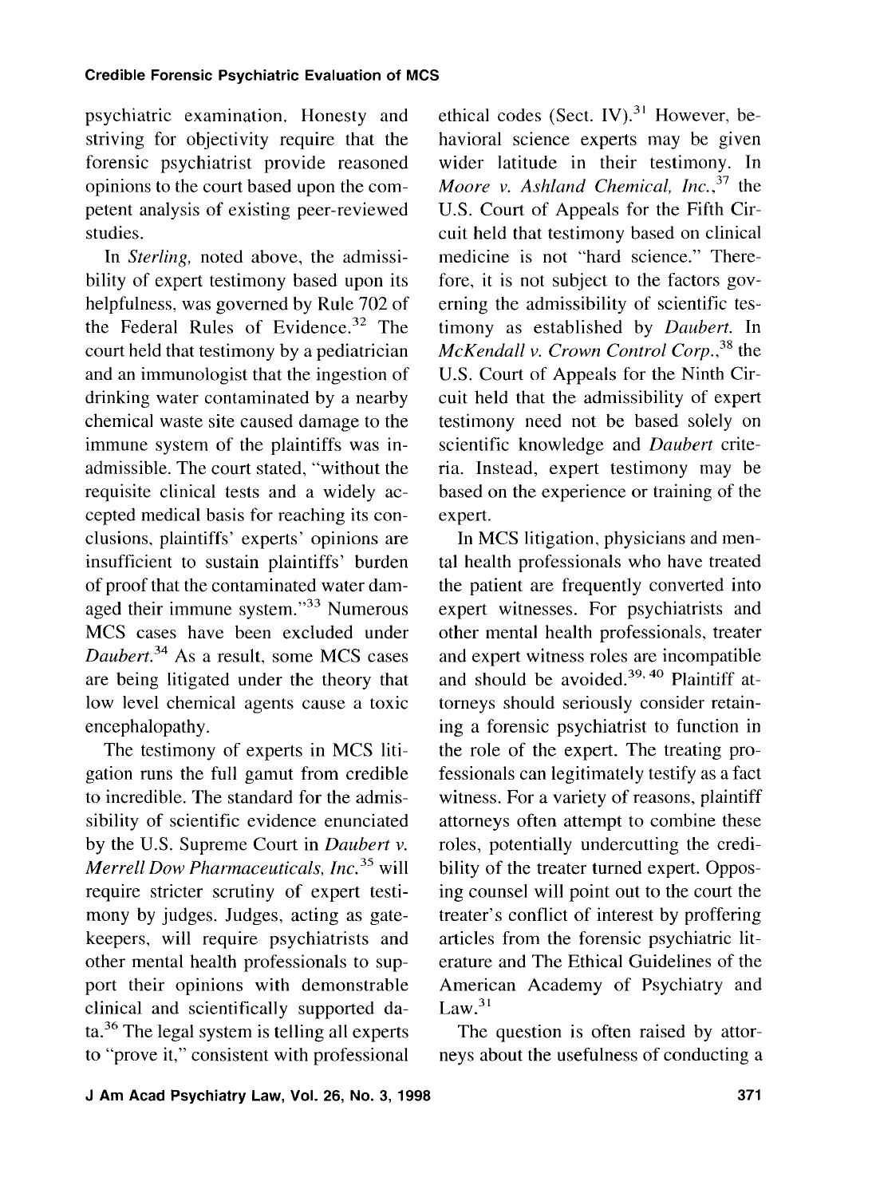psychiatric examination. Honesty and striving for objectivity require that the forensic psychiatrist provide reasoned opinions to the court based upon the competent analysis of existing peer-reviewed studies.

In *Sterling,* noted above, the admissibility of expert testimony based upon its helpfulness, was governed by Rule 702 of the Federal Rules of Evidence.[32] The court held that testimony by a pediatrician and an immunologist that the ingestion of drinking water contaminated by a nearby chemical waste site caused damage to the immune system of the plaintiffs was inadmissible. The court stated, "without the requisite clinical tests and a widely accepted medical basis for reaching its conclusions, plaintiffs' experts' opinions are insufficient to sustain plaintiffs' burden of proof that the contaminated water damaged their immune system."[33] Numerous MCS cases have been excluded under *Daubert.*[34] As a result, some MCS cases are being litigated under the theory that low level chemical agents cause a toxic encephalopathy.

The testimony of experts in MCS litigation runs the full gamut from credible to incredible. The standard for the admissibility of scientific evidence enunciated by the U.S. Supreme Court in *Daubert v. Merrell Dow Pharmaceuticals, Inc.*[35] will require stricter scrutiny of expert testimony by judges. Judges, acting as gatekeepers, will require psychiatrists and other mental health professionals to support their opinions with demonstrable clinical and scientifically supported data.[36] The legal system is telling all experts to "prove it," consistent with professional ethical codes (Sect. IV).[31] However, behavioral science experts may be given wider latitude in their testimony. In *Moore v. Ashland Chemical, Inc.,*[37] the U.S. Court of Appeals for the Fifth Circuit held that testimony based on clinical medicine is not "hard science." Therefore, it is not subject to the factors governing the admissibility of scientific testimony as established by *Daubert.* In *McKendall v. Crown Control Corp.,*[38] the U.S. Court of Appeals for the Ninth Circuit held that the admissibility of expert testimony need not be based solely on scientific knowledge and *Daubert* criteria. Instead, expert testimony may be based on the experience or training of the expert.

In MCS litigation, physicians and mental health professionals who have treated the patient are frequently converted into expert witnesses. For psychiatrists and other mental health professionals, treater and expert witness roles are incompatible and should be avoided.[39, 40] Plaintiff attorneys should seriously consider retaining a forensic psychiatrist to function in the role of the expert. The treating professionals can legitimately testify as a fact witness. For a variety of reasons, plaintiff attorneys often attempt to combine these roles, potentially undercutting the credibility of the treater turned expert. Opposing counsel will point out to the court the treater's conflict of interest by proffering articles from the forensic psychiatric literature and The Ethical Guidelines of the American Academy of Psychiatry and Law.[31]

The question is often raised by attorneys about the usefulness of conducting a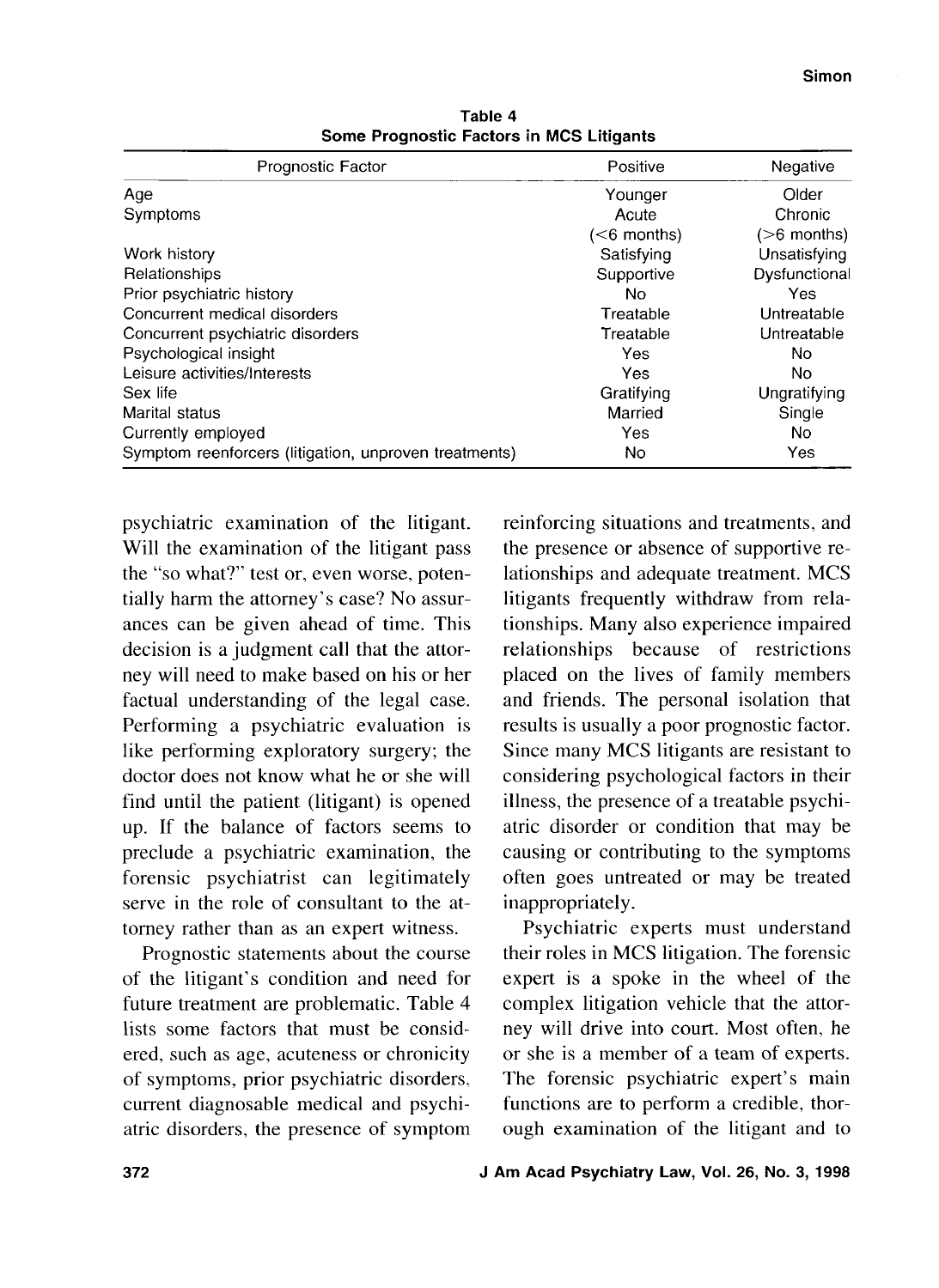**Table 4**
**Some Prognostic Factors in MCS Litigants**

| Prognostic Factor | Positive | Negative |
|---|---|---|
| Age | Younger | Older |
| Symptoms | Acute (<6 months) | Chronic (>6 months) |
| Work history | Satisfying | Unsatisfying |
| Relationships | Supportive | Dysfunctional |
| Prior psychiatric history | No | Yes |
| Concurrent medical disorders | Treatable | Untreatable |
| Concurrent psychiatric disorders | Treatable | Untreatable |
| Psychological insight | Yes | No |
| Leisure activities/Interests | Yes | No |
| Sex life | Gratifying | Ungratifying |
| Marital status | Married | Single |
| Currently employed | Yes | No |
| Symptom reenforcers (litigation, unproven treatments) | No | Yes |

psychiatric examination of the litigant. Will the examination of the litigant pass the "so what?" test or, even worse, potentially harm the attorney's case? No assurances can be given ahead of time. This decision is a judgment call that the attorney will need to make based on his or her factual understanding of the legal case. Performing a psychiatric evaluation is like performing exploratory surgery; the doctor does not know what he or she will find until the patient (litigant) is opened up. If the balance of factors seems to preclude a psychiatric examination, the forensic psychiatrist can legitimately serve in the role of consultant to the attorney rather than as an expert witness.

Prognostic statements about the course of the litigant's condition and need for future treatment are problematic. Table 4 lists some factors that must be considered, such as age, acuteness or chronicity of symptoms, prior psychiatric disorders, current diagnosable medical and psychiatric disorders, the presence of symptom reinforcing situations and treatments, and the presence or absence of supportive relationships and adequate treatment. MCS litigants frequently withdraw from relationships. Many also experience impaired relationships because of restrictions placed on the lives of family members and friends. The personal isolation that results is usually a poor prognostic factor. Since many MCS litigants are resistant to considering psychological factors in their illness, the presence of a treatable psychiatric disorder or condition that may be causing or contributing to the symptoms often goes untreated or may be treated inappropriately.

Psychiatric experts must understand their roles in MCS litigation. The forensic expert is a spoke in the wheel of the complex litigation vehicle that the attorney will drive into court. Most often, he or she is a member of a team of experts. The forensic psychiatric expert's main functions are to perform a credible, thorough examination of the litigant and to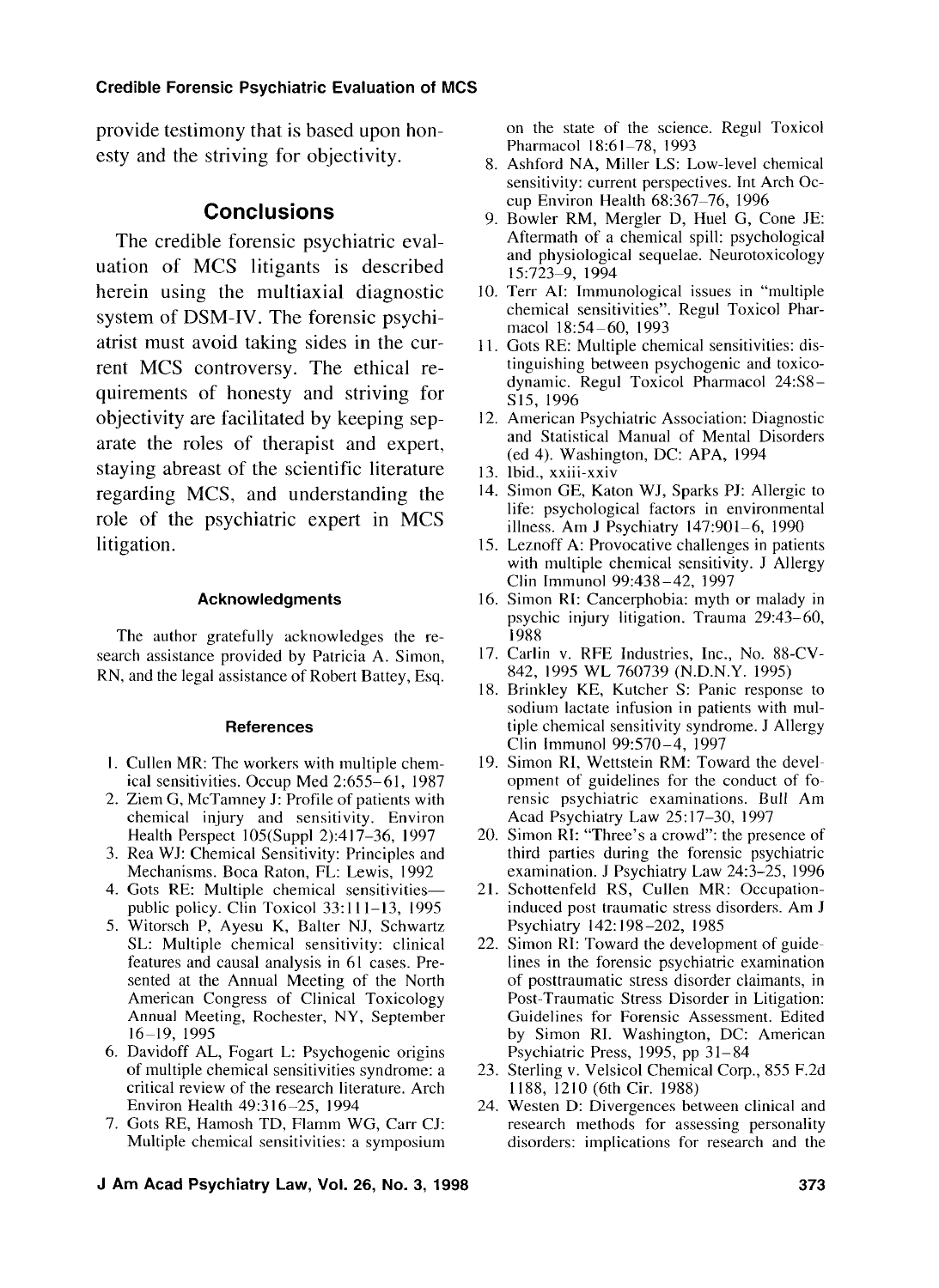provide testimony that is based upon honesty and the striving for objectivity.

## Conclusions

The credible forensic psychiatric evaluation of MCS litigants is described herein using the multiaxial diagnostic system of DSM-IV. The forensic psychiatrist must avoid taking sides in the current MCS controversy. The ethical requirements of honesty and striving for objectivity are facilitated by keeping separate the roles of therapist and expert, staying abreast of the scientific literature regarding MCS, and understanding the role of the psychiatric expert in MCS litigation.

#### Acknowledgments

The author gratefully acknowledges the research assistance provided by Patricia A. Simon, RN, and the legal assistance of Robert Battey, Esq.

#### References

1. Cullen MR: The workers with multiple chemical sensitivities. Occup Med 2:655–61, 1987
2. Ziem G, McTamney J: Profile of patients with chemical injury and sensitivity. Environ Health Perspect 105(Suppl 2):417–36, 1997
3. Rea WJ: Chemical Sensitivity: Principles and Mechanisms. Boca Raton, FL: Lewis, 1992
4. Gots RE: Multiple chemical sensitivities—public policy. Clin Toxicol 33:111–13, 1995
5. Witorsch P, Ayesu K, Balter NJ, Schwartz SL: Multiple chemical sensitivity: clinical features and causal analysis in 61 cases. Presented at the Annual Meeting of the North American Congress of Clinical Toxicology Annual Meeting, Rochester, NY, September 16–19, 1995
6. Davidoff AL, Fogart L: Psychogenic origins of multiple chemical sensitivities syndrome: a critical review of the research literature. Arch Environ Health 49:316–25, 1994
7. Gots RE, Hamosh TD, Flamm WG, Carr CJ: Multiple chemical sensitivities: a symposium on the state of the science. Regul Toxicol Pharmacol 18:61–78, 1993
8. Ashford NA, Miller LS: Low-level chemical sensitivity: current perspectives. Int Arch Occup Environ Health 68:367–76, 1996
9. Bowler RM, Mergler D, Huel G, Cone JE: Aftermath of a chemical spill: psychological and physiological sequelae. Neurotoxicology 15:723–9, 1994
10. Terr AI: Immunological issues in "multiple chemical sensitivities". Regul Toxicol Pharmacol 18:54–60, 1993
11. Gots RE: Multiple chemical sensitivities: distinguishing between psychogenic and toxicodynamic. Regul Toxicol Pharmacol 24:S8–S15, 1996
12. American Psychiatric Association: Diagnostic and Statistical Manual of Mental Disorders (ed 4). Washington, DC: APA, 1994
13. Ibid., xxiii-xxiv
14. Simon GE, Katon WJ, Sparks PJ: Allergic to life: psychological factors in environmental illness. Am J Psychiatry 147:901–6, 1990
15. Leznoff A: Provocative challenges in patients with multiple chemical sensitivity. J Allergy Clin Immunol 99:438–42, 1997
16. Simon RI: Cancerphobia: myth or malady in psychic injury litigation. Trauma 29:43–60, 1988
17. Carlin v. RFE Industries, Inc., No. 88-CV-842, 1995 WL 760739 (N.D.N.Y. 1995)
18. Brinkley KE, Kutcher S: Panic response to sodium lactate infusion in patients with multiple chemical sensitivity syndrome. J Allergy Clin Immunol 99:570–4, 1997
19. Simon RI, Wettstein RM: Toward the development of guidelines for the conduct of forensic psychiatric examinations. Bull Am Acad Psychiatry Law 25:17–30, 1997
20. Simon RI: "Three's a crowd": the presence of third parties during the forensic psychiatric examination. J Psychiatry Law 24:3–25, 1996
21. Schottenfeld RS, Cullen MR: Occupation-induced post traumatic stress disorders. Am J Psychiatry 142:198–202, 1985
22. Simon RI: Toward the development of guidelines in the forensic psychiatric examination of posttraumatic stress disorder claimants, in Post-Traumatic Stress Disorder in Litigation: Guidelines for Forensic Assessment. Edited by Simon RI. Washington, DC: American Psychiatric Press, 1995, pp 31–84
23. Sterling v. Velsicol Chemical Corp., 855 F.2d 1188, 1210 (6th Cir. 1988)
24. Westen D: Divergences between clinical and research methods for assessing personality disorders: implications for research and the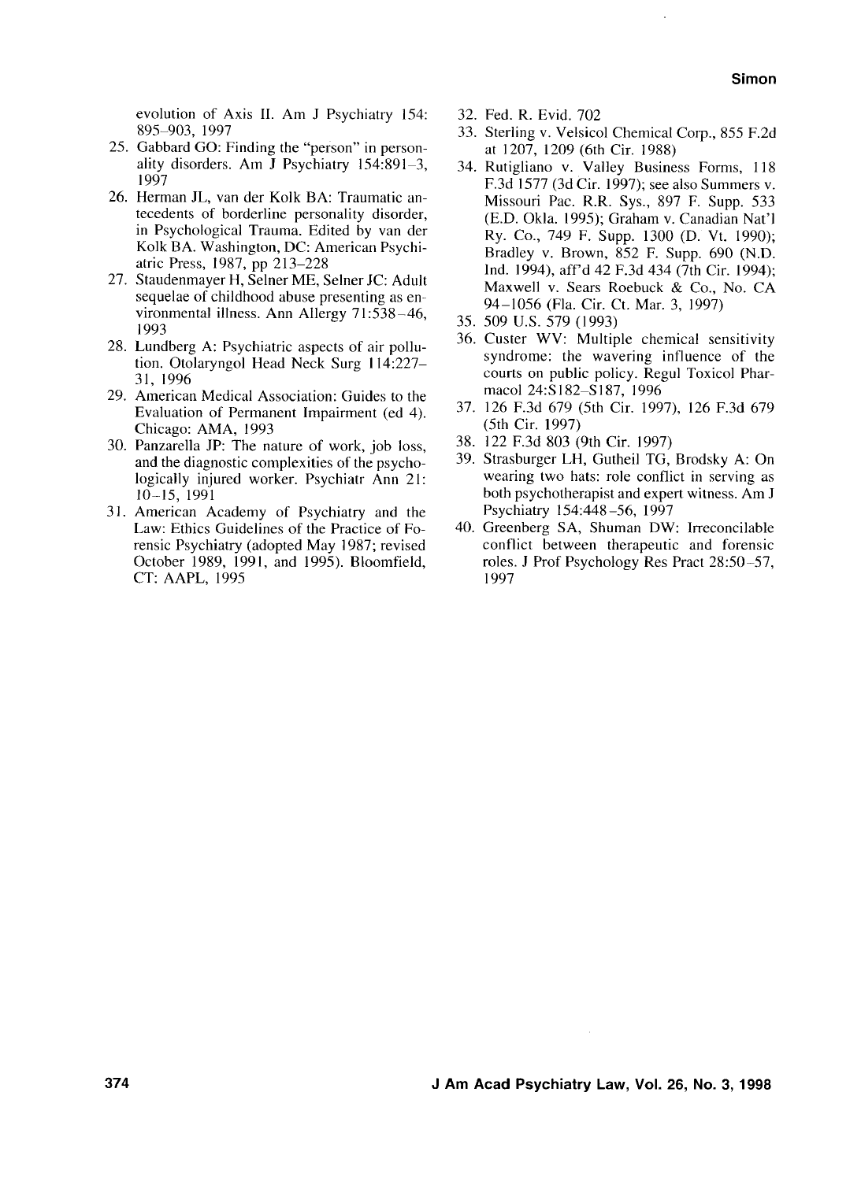evolution of Axis II. Am J Psychiatry 154: 895–903, 1997

25. Gabbard GO: Finding the "person" in personality disorders. Am J Psychiatry 154:891–3, 1997
26. Herman JL, van der Kolk BA: Traumatic antecedents of borderline personality disorder, in Psychological Trauma. Edited by van der Kolk BA. Washington, DC: American Psychiatric Press, 1987, pp 213–228
27. Staudenmayer H, Selner ME, Selner JC: Adult sequelae of childhood abuse presenting as environmental illness. Ann Allergy 71:538–46, 1993
28. Lundberg A: Psychiatric aspects of air pollution. Otolaryngol Head Neck Surg 114:227–31, 1996
29. American Medical Association: Guides to the Evaluation of Permanent Impairment (ed 4). Chicago: AMA, 1993
30. Panzarella JP: The nature of work, job loss, and the diagnostic complexities of the psychologically injured worker. Psychiatr Ann 21: 10–15, 1991
31. American Academy of Psychiatry and the Law: Ethics Guidelines of the Practice of Forensic Psychiatry (adopted May 1987; revised October 1989, 1991, and 1995). Bloomfield, CT: AAPL, 1995
32. Fed. R. Evid. 702
33. Sterling v. Velsicol Chemical Corp., 855 F.2d at 1207, 1209 (6th Cir. 1988)
34. Rutigliano v. Valley Business Forms, 118 F.3d 1577 (3d Cir. 1997); see also Summers v. Missouri Pac. R.R. Sys., 897 F. Supp. 533 (E.D. Okla. 1995); Graham v. Canadian Nat'l Ry. Co., 749 F. Supp. 1300 (D. Vt. 1990); Bradley v. Brown, 852 F. Supp. 690 (N.D. Ind. 1994), aff'd 42 F.3d 434 (7th Cir. 1994); Maxwell v. Sears Roebuck & Co., No. CA 94–1056 (Fla. Cir. Ct. Mar. 3, 1997)
35. 509 U.S. 579 (1993)
36. Custer WV: Multiple chemical sensitivity syndrome: the wavering influence of the courts on public policy. Regul Toxicol Pharmacol 24:S182–S187, 1996
37. 126 F.3d 679 (5th Cir. 1997), 126 F.3d 679 (5th Cir. 1997)
38. 122 F.3d 803 (9th Cir. 1997)
39. Strasburger LH, Gutheil TG, Brodsky A: On wearing two hats: role conflict in serving as both psychotherapist and expert witness. Am J Psychiatry 154:448–56, 1997
40. Greenberg SA, Shuman DW: Irreconcilable conflict between therapeutic and forensic roles. J Prof Psychology Res Pract 28:50–57, 1997